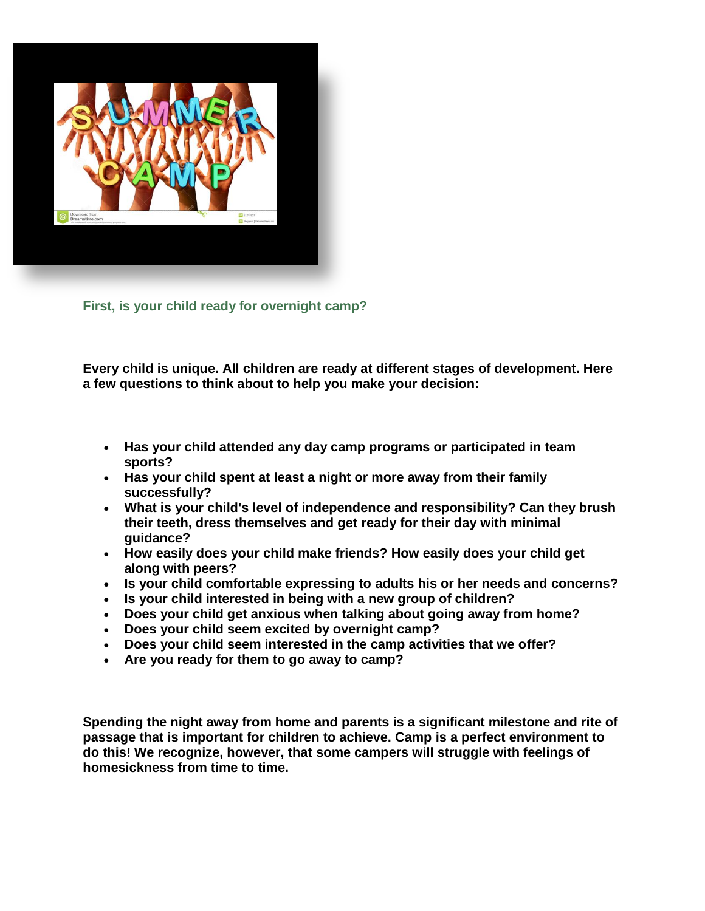## First, is your child ready for overnight camp?

**Every child is unique. All children are ready at different stages of development. Here a few questions to think about to help you make your decision:**

- **Has your child attended any day camp programs or participated in team sports?**
- **Has your child spent at least a night or more away from their family successfully?**
- **What is your child's level of independence and responsibility? Can they brush their teeth, dress themselves and get ready for their day with minimal guidance?**
- **How easily does your child make friends? How easily does your child get along with peers?**
- **Is your child comfortable expressing to adults his or her needs and concerns?**
- **Is your child interested in being with a new group of children?**
- **Does your child get anxious when talking about going away from home?**
- **Does your child seem excited by overnight camp?**
- **Does your child seem interested in the camp activities that we offer?**
- **Are you ready for them to go away to camp?**

**Spending the night away from home and parents is a significant milestone and rite of passage that is important for children to achieve. Camp is a perfect environment to do this! We recognize, however, that some campers will struggle with feelings of homesickness from time to time.**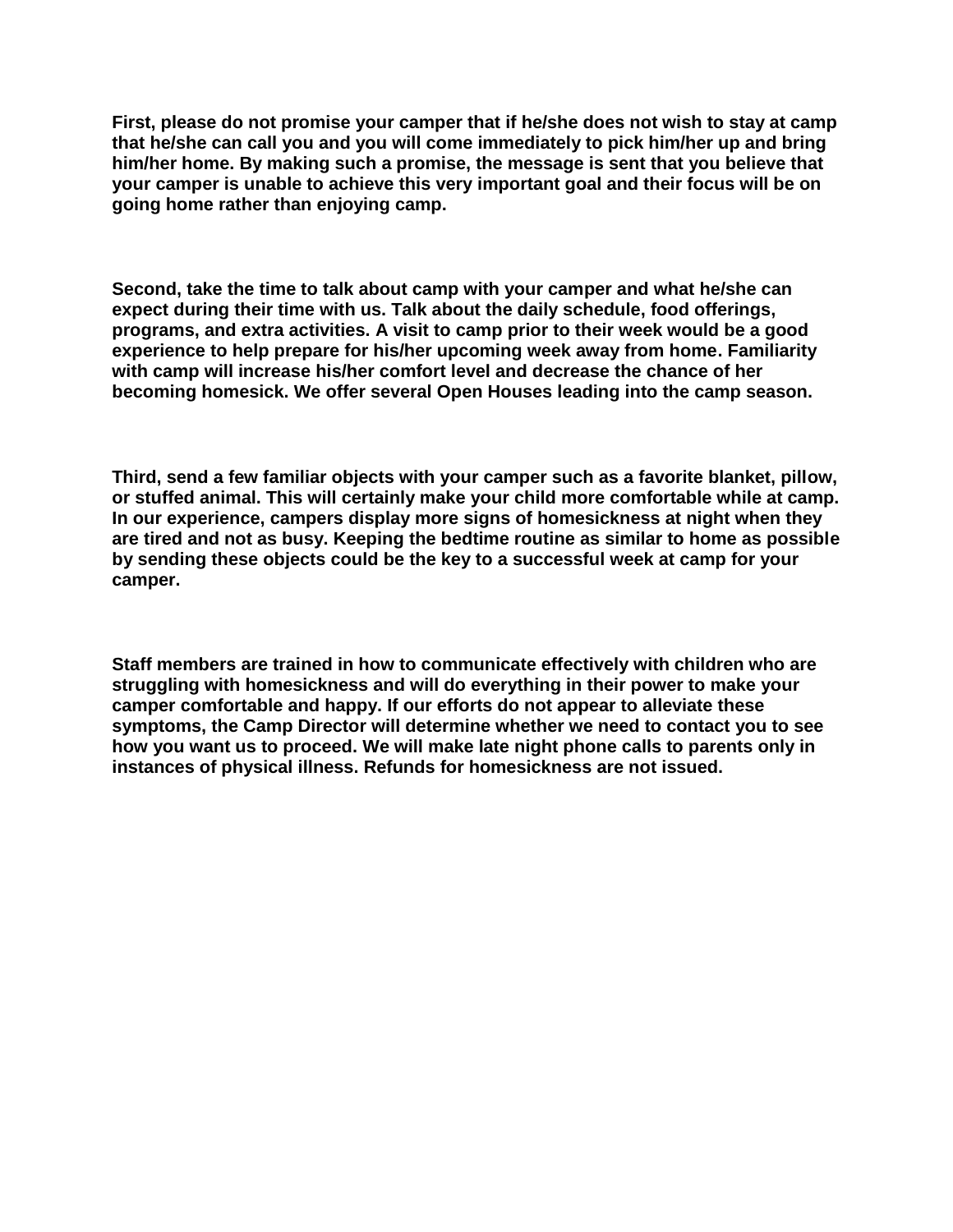**First, please do not promise your camper that if he/she does not wish to stay at camp that he/she can call you and you will come immediately to pick him/her up and bring him/her home. By making such a promise, the message is sent that you believe that your camper is unable to achieve this very important goal and their focus will be on going home rather than enjoying camp.**

**Second, take the time to talk about camp with your camper and what he/she can expect during their time with us. Talk about the daily schedule, food offerings, programs, and extra activities. A visit to camp prior to their week would be a good experience to help prepare for his/her upcoming week away from home. Familiarity with camp will increase his/her comfort level and decrease the chance of her becoming homesick. We offer several Open Houses leading into the camp season.**

**Third, send a few familiar objects with your camper such as a favorite blanket, pillow, or stuffed animal. This will certainly make your child more comfortable while at camp. In our experience, campers display more signs of homesickness at night when they are tired and not as busy. Keeping the bedtime routine as similar to home as possible by sending these objects could be the key to a successful week at camp for your camper.**

**Staff members are trained in how to communicate effectively with children who are struggling with homesickness and will do everything in their power to make your camper comfortable and happy. If our efforts do not appear to alleviate these symptoms, the Camp Director will determine whether we need to contact you to see how you want us to proceed. We will make late night phone calls to parents only in instances of physical illness. Refunds for homesickness are not issued.**